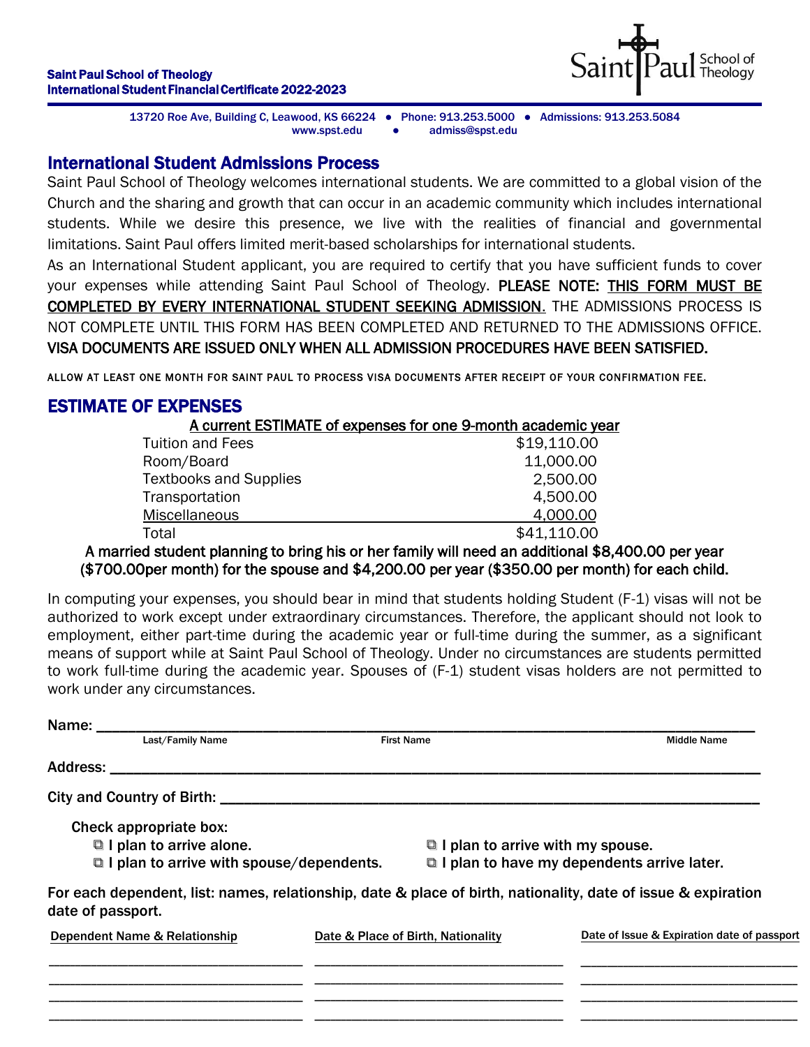**Saint Paul School of Theology**
**International Student Financial Certificate 2022-2023**

Saint Paul School of Theology

13720 Roe Ave, Building C, Leawood, KS 66224 ● Phone: 913.253.5000 ● Admissions: 913.253.5084
www.spst.edu ● admiss@spst.edu

## International Student Admissions Process

Saint Paul School of Theology welcomes international students. We are committed to a global vision of the Church and the sharing and growth that can occur in an academic community which includes international students. While we desire this presence, we live with the realities of financial and governmental limitations. Saint Paul offers limited merit-based scholarships for international students.

As an International Student applicant, you are required to certify that you have sufficient funds to cover your expenses while attending Saint Paul School of Theology. PLEASE NOTE: <u>THIS FORM MUST BE COMPLETED BY EVERY INTERNATIONAL STUDENT SEEKING ADMISSION</u>. THE ADMISSIONS PROCESS IS NOT COMPLETE UNTIL THIS FORM HAS BEEN COMPLETED AND RETURNED TO THE ADMISSIONS OFFICE. VISA DOCUMENTS ARE ISSUED ONLY WHEN ALL ADMISSION PROCEDURES HAVE BEEN SATISFIED.

ALLOW AT LEAST ONE MONTH FOR SAINT PAUL TO PROCESS VISA DOCUMENTS AFTER RECEIPT OF YOUR CONFIRMATION FEE.

## ESTIMATE OF EXPENSES

<u>A current ESTIMATE of expenses for one 9-month academic year</u>

| Item | Amount |
|---|---|
| Tuition and Fees | $19,110.00 |
| Room/Board | 11,000.00 |
| Textbooks and Supplies | 2,500.00 |
| Transportation | 4,500.00 |
| Miscellaneous | 4,000.00 |
| Total | $41,110.00 |

**A married student planning to bring his or her family will need an additional $8,400.00 per year ($700.00per month) for the spouse and $4,200.00 per year ($350.00 per month) for each child.**

In computing your expenses, you should bear in mind that students holding Student (F-1) visas will not be authorized to work except under extraordinary circumstances. Therefore, the applicant should not look to employment, either part-time during the academic year or full-time during the summer, as a significant means of support while at Saint Paul School of Theology. Under no circumstances are students permitted to work full-time during the academic year. Spouses of (F-1) student visas holders are not permitted to work under any circumstances.

**Name:** ______________________________________________
Last/Family Name First Name Middle Name

**Address:** ______________________________________________

**City and Country of Birth:** ______________________________________________

**Check appropriate box:**

- ☐ I plan to arrive alone.
- ☐ I plan to arrive with my spouse.
- ☐ I plan to arrive with spouse/dependents.
- ☐ I plan to have my dependents arrive later.

**For each dependent, list: names, relationship, date & place of birth, nationality, date of issue & expiration date of passport.**

| Dependent Name & Relationship | Date & Place of Birth, Nationality | Date of Issue & Expiration date of passport |
|---|---|---|
| | | |
| | | |
| | | |
| | | |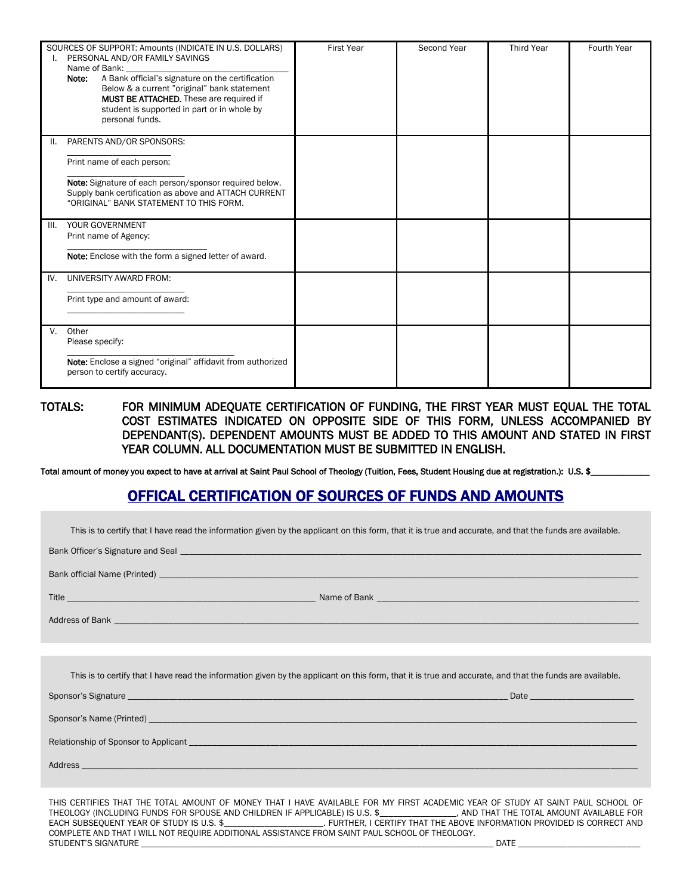| SOURCES OF SUPPORT: Amounts (INDICATE IN U.S. DOLLARS) | First Year | Second Year | Third Year | Fourth Year |
|---|---|---|---|---|
| I. PERSONAL AND/OR FAMILY SAVINGS<br>Name of Bank: ______________________<br>**Note:** A Bank official's signature on the certification Below & a current "original" bank statement **MUST BE ATTACHED.** These are required if student is supported in part or in whole by personal funds. | | | | |
| II. PARENTS AND/OR SPONSORS:<br>______________________<br>Print name of each person:<br>______________________<br>**Note:** Signature of each person/sponsor required below. Supply bank certification as above and ATTACH CURRENT "ORIGINAL" BANK STATEMENT TO THIS FORM. | | | | |
| III. YOUR GOVERNMENT<br>Print name of Agency:<br>______________________<br>**Note:** Enclose with the form a signed letter of award. | | | | |
| IV. UNIVERSITY AWARD FROM:<br>______________________<br>Print type and amount of award:<br>______________________ | | | | |
| V. Other<br>Please specify:<br>______________________<br>**Note:** Enclose a signed "original" affidavit from authorized person to certify accuracy. | | | | |

**TOTALS:** FOR MINIMUM ADEQUATE CERTIFICATION OF FUNDING, THE FIRST YEAR MUST EQUAL THE TOTAL COST ESTIMATES INDICATED ON OPPOSITE SIDE OF THIS FORM, UNLESS ACCOMPANIED BY DEPENDANT(S). DEPENDENT AMOUNTS MUST BE ADDED TO THIS AMOUNT AND STATED IN FIRST YEAR COLUMN. ALL DOCUMENTATION MUST BE SUBMITTED IN ENGLISH.

**Total amount of money you expect to have at arrival at Saint Paul School of Theology (Tuition, Fees, Student Housing due at registration.): U.S. $____________**

## OFFICAL CERTIFICATION OF SOURCES OF FUNDS AND AMOUNTS

This is to certify that I have read the information given by the applicant on this form, that it is true and accurate, and that the funds are available.

Bank Officer's Signature and Seal ______________________

Bank official Name (Printed) ______________________

Title ______________________ Name of Bank ______________________

Address of Bank ______________________

This is to certify that I have read the information given by the applicant on this form, that it is true and accurate, and that the funds are available.

Sponsor's Signature ______________________ Date ______________________

Sponsor's Name (Printed) ______________________

Relationship of Sponsor to Applicant ______________________

Address ______________________

THIS CERTIFIES THAT THE TOTAL AMOUNT OF MONEY THAT I HAVE AVAILABLE FOR MY FIRST ACADEMIC YEAR OF STUDY AT SAINT PAUL SCHOOL OF THEOLOGY (INCLUDING FUNDS FOR SPOUSE AND CHILDREN IF APPLICABLE) IS U.S. $________________, AND THAT THE TOTAL AMOUNT AVAILABLE FOR EACH SUBSEQUENT YEAR OF STUDY IS U.S. $______________________. FURTHER, I CERTIFY THAT THE ABOVE INFORMATION PROVIDED IS CORRECT AND COMPLETE AND THAT I WILL NOT REQUIRE ADDITIONAL ASSISTANCE FROM SAINT PAUL SCHOOL OF THEOLOGY.
STUDENT'S SIGNATURE ______________________ DATE ______________________